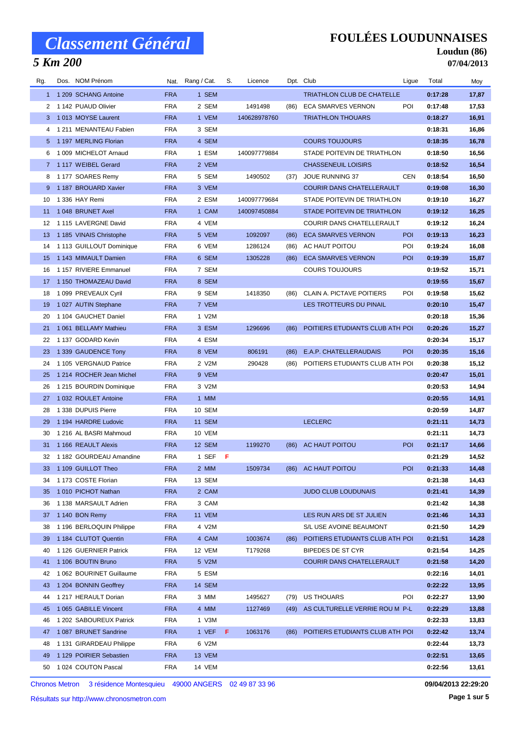# Classement Général

## 5 Km 200

# FOULÉES LOUDUNNAISES

**Loudun (86)**

**07/04/2013**

| Rg. | Dos. | NOM Prénom | Nat. | Rang / Cat. | S. | Licence | Dpt. | Club | Ligue | Total | Moy |
|---|---|---|---|---|---|---|---|---|---|---|---|
| 1 | 1 209 | SCHANG Antoine | FRA | 1 SEM | | | | TRIATHLON CLUB DE CHATELLE | | 0:17:28 | 17,87 |
| 2 | 1 142 | PUAUD Olivier | FRA | 2 SEM | | 1491498 | (86) | ECA SMARVES VERNON | POI | 0:17:48 | 17,53 |
| 3 | 1 013 | MOYSE Laurent | FRA | 1 VEM | | 140628978760 | | TRIATHLON THOUARS | | 0:18:27 | 16,91 |
| 4 | 1 211 | MENANTEAU Fabien | FRA | 3 SEM | | | | | | 0:18:31 | 16,86 |
| 5 | 1 197 | MERLING Florian | FRA | 4 SEM | | | | COURS TOUJOURS | | 0:18:35 | 16,78 |
| 6 | 1 009 | MICHELOT Arnaud | FRA | 1 ESM | | 140097779884 | | STADE POITEVIN DE TRIATHLON | | 0:18:50 | 16,56 |
| 7 | 1 117 | WEIBEL Gerard | FRA | 2 VEM | | | | CHASSENEUIL LOISIRS | | 0:18:52 | 16,54 |
| 8 | 1 177 | SOARES Remy | FRA | 5 SEM | | 1490502 | (37) | JOUE RUNNING 37 | CEN | 0:18:54 | 16,50 |
| 9 | 1 187 | BROUARD Xavier | FRA | 3 VEM | | | | COURIR DANS CHATELLERAULT | | 0:19:08 | 16,30 |
| 10 | 1 336 | HAY Remi | FRA | 2 ESM | | 140097779684 | | STADE POITEVIN DE TRIATHLON | | 0:19:10 | 16,27 |
| 11 | 1 048 | BRUNET Axel | FRA | 1 CAM | | 140097450884 | | STADE POITEVIN DE TRIATHLON | | 0:19:12 | 16,25 |
| 12 | 1 115 | LAVERGNE David | FRA | 4 VEM | | | | COURIR DANS CHATELLERAULT | | 0:19:12 | 16,24 |
| 13 | 1 185 | VINAIS Christophe | FRA | 5 VEM | | 1092097 | (86) | ECA SMARVES VERNON | POI | 0:19:13 | 16,23 |
| 14 | 1 113 | GUILLOUT Dominique | FRA | 6 VEM | | 1286124 | (86) | AC HAUT POITOU | POI | 0:19:24 | 16,08 |
| 15 | 1 143 | MIMAULT Damien | FRA | 6 SEM | | 1305228 | (86) | ECA SMARVES VERNON | POI | 0:19:39 | 15,87 |
| 16 | 1 157 | RIVIERE Emmanuel | FRA | 7 SEM | | | | COURS TOUJOURS | | 0:19:52 | 15,71 |
| 17 | 1 150 | THOMAZEAU David | FRA | 8 SEM | | | | | | 0:19:55 | 15,67 |
| 18 | 1 099 | PREVEAUX Cyril | FRA | 9 SEM | | 1418350 | (86) | CLAIN A. PICTAVE POITIERS | POI | 0:19:58 | 15,62 |
| 19 | 1 027 | AUTIN Stephane | FRA | 7 VEM | | | | LES TROTTEURS DU PINAIL | | 0:20:10 | 15,47 |
| 20 | 1 104 | GAUCHET Daniel | FRA | 1 V2M | | | | | | 0:20:18 | 15,36 |
| 21 | 1 061 | BELLAMY Mathieu | FRA | 3 ESM | | 1296696 | (86) | POITIERS ETUDIANTS CLUB ATH | POI | 0:20:26 | 15,27 |
| 22 | 1 137 | GODARD Kevin | FRA | 4 ESM | | | | | | 0:20:34 | 15,17 |
| 23 | 1 339 | GAUDENCE Tony | FRA | 8 VEM | | 806191 | (86) | E.A.P. CHATELLERAUDAIS | POI | 0:20:35 | 15,16 |
| 24 | 1 105 | VERGNAUD Patrice | FRA | 2 V2M | | 290428 | (86) | POITIERS ETUDIANTS CLUB ATH | POI | 0:20:38 | 15,12 |
| 25 | 1 214 | ROCHER Jean Michel | FRA | 9 VEM | | | | | | 0:20:47 | 15,01 |
| 26 | 1 215 | BOURDIN Dominique | FRA | 3 V2M | | | | | | 0:20:53 | 14,94 |
| 27 | 1 032 | ROULET Antoine | FRA | 1 MIM | | | | | | 0:20:55 | 14,91 |
| 28 | 1 338 | DUPUIS Pierre | FRA | 10 SEM | | | | | | 0:20:59 | 14,87 |
| 29 | 1 194 | HARDRE Ludovic | FRA | 11 SEM | | | | LECLERC | | 0:21:11 | 14,73 |
| 30 | 1 216 | AL BASRI Mahmoud | FRA | 10 VEM | | | | | | 0:21:11 | 14,73 |
| 31 | 1 166 | REAULT Alexis | FRA | 12 SEM | | 1199270 | (86) | AC HAUT POITOU | POI | 0:21:17 | 14,66 |
| 32 | 1 182 | GOURDEAU Amandine | FRA | 1 SEF | F | | | | | 0:21:29 | 14,52 |
| 33 | 1 109 | GUILLOT Theo | FRA | 2 MIM | | 1509734 | (86) | AC HAUT POITOU | POI | 0:21:33 | 14,48 |
| 34 | 1 173 | COSTE Florian | FRA | 13 SEM | | | | | | 0:21:38 | 14,43 |
| 35 | 1 010 | PICHOT Nathan | FRA | 2 CAM | | | | JUDO CLUB LOUDUNAIS | | 0:21:41 | 14,39 |
| 36 | 1 138 | MARSAULT Adrien | FRA | 3 CAM | | | | | | 0:21:42 | 14,38 |
| 37 | 1 140 | BON Remy | FRA | 11 VEM | | | | LES RUN ARS DE ST JULIEN | | 0:21:46 | 14,33 |
| 38 | 1 196 | BERLOQUIN Philippe | FRA | 4 V2M | | | | S/L USE AVOINE BEAUMONT | | 0:21:50 | 14,29 |
| 39 | 1 184 | CLUTOT Quentin | FRA | 4 CAM | | 1003674 | (86) | POITIERS ETUDIANTS CLUB ATH | POI | 0:21:51 | 14,28 |
| 40 | 1 126 | GUERNIER Patrick | FRA | 12 VEM | | T179268 | | BIPEDES DE ST CYR | | 0:21:54 | 14,25 |
| 41 | 1 106 | BOUTIN Bruno | FRA | 5 V2M | | | | COURIR DANS CHATELLERAULT | | 0:21:58 | 14,20 |
| 42 | 1 062 | BOURINET Guillaume | FRA | 5 ESM | | | | | | 0:22:16 | 14,01 |
| 43 | 1 204 | BONNIN Geoffrey | FRA | 14 SEM | | | | | | 0:22:22 | 13,95 |
| 44 | 1 217 | HERAULT Dorian | FRA | 3 MIM | | 1495627 | (79) | US THOUARS | POI | 0:22:27 | 13,90 |
| 45 | 1 065 | GABILLE Vincent | FRA | 4 MIM | | 1127469 | (49) | AS CULTURELLE VERRIE ROU M | P-L | 0:22:29 | 13,88 |
| 46 | 1 202 | SABOUREUX Patrick | FRA | 1 V3M | | | | | | 0:22:33 | 13,83 |
| 47 | 1 087 | BRUNET Sandrine | FRA | 1 VEF | F | 1063176 | (86) | POITIERS ETUDIANTS CLUB ATH | POI | 0:22:42 | 13,74 |
| 48 | 1 131 | GIRARDEAU Philippe | FRA | 6 V2M | | | | | | 0:22:44 | 13,73 |
| 49 | 1 129 | POIRIER Sebastien | FRA | 13 VEM | | | | | | 0:22:51 | 13,65 |
| 50 | 1 024 | COUTON Pascal | FRA | 14 VEM | | | | | | 0:22:56 | 13,61 |

Chronos Metron   3 résidence Montesquieu   49000 ANGERS   02 49 87 33 96

**09/04/2013 22:29:20**

Résultats sur http://www.chronosmetron.com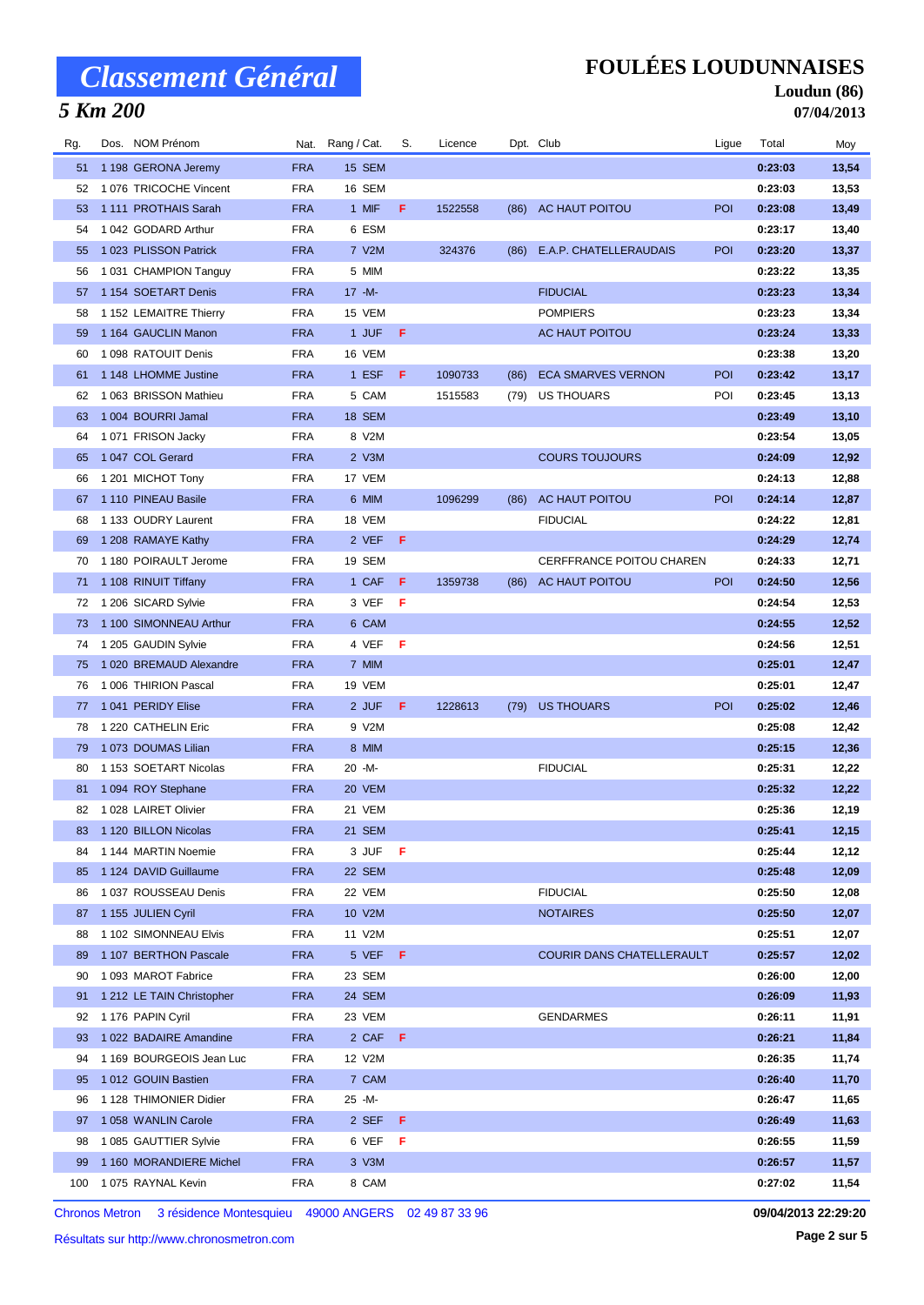# Classement Général

## 5 Km 200

# FOULÉES LOUDUNNAISES

**Loudun (86)**

**07/04/2013**

| Rg. | Dos. | NOM Prénom | Nat. | Rang / Cat. | S. | Licence | Dpt. | Club | Ligue | Total | Moy |
|---|---|---|---|---|---|---|---|---|---|---|---|
| 51 | 1 198 | GERONA Jeremy | FRA | 15 SEM | | | | | | **0:23:03** | **13,54** |
| 52 | 1 076 | TRICOCHE Vincent | FRA | 16 SEM | | | | | | **0:23:03** | **13,53** |
| 53 | 1 111 | PROTHAIS Sarah | FRA | 1 MIF | F | 1522558 | (86) | AC HAUT POITOU | POI | **0:23:08** | **13,49** |
| 54 | 1 042 | GODARD Arthur | FRA | 6 ESM | | | | | | **0:23:17** | **13,40** |
| 55 | 1 023 | PLISSON Patrick | FRA | 7 V2M | | 324376 | (86) | E.A.P. CHATELLERAUDAIS | POI | **0:23:20** | **13,37** |
| 56 | 1 031 | CHAMPION Tanguy | FRA | 5 MIM | | | | | | **0:23:22** | **13,35** |
| 57 | 1 154 | SOETART Denis | FRA | 17 -M- | | | | FIDUCIAL | | **0:23:23** | **13,34** |
| 58 | 1 152 | LEMAITRE Thierry | FRA | 15 VEM | | | | POMPIERS | | **0:23:23** | **13,34** |
| 59 | 1 164 | GAUCLIN Manon | FRA | 1 JUF | F | | | AC HAUT POITOU | | **0:23:24** | **13,33** |
| 60 | 1 098 | RATOUIT Denis | FRA | 16 VEM | | | | | | **0:23:38** | **13,20** |
| 61 | 1 148 | LHOMME Justine | FRA | 1 ESF | F | 1090733 | (86) | ECA SMARVES VERNON | POI | **0:23:42** | **13,17** |
| 62 | 1 063 | BRISSON Mathieu | FRA | 5 CAM | | 1515583 | (79) | US THOUARS | POI | **0:23:45** | **13,13** |
| 63 | 1 004 | BOURRI Jamal | FRA | 18 SEM | | | | | | **0:23:49** | **13,10** |
| 64 | 1 071 | FRISON Jacky | FRA | 8 V2M | | | | | | **0:23:54** | **13,05** |
| 65 | 1 047 | COL Gerard | FRA | 2 V3M | | | | COURS TOUJOURS | | **0:24:09** | **12,92** |
| 66 | 1 201 | MICHOT Tony | FRA | 17 VEM | | | | | | **0:24:13** | **12,88** |
| 67 | 1 110 | PINEAU Basile | FRA | 6 MIM | | 1096299 | (86) | AC HAUT POITOU | POI | **0:24:14** | **12,87** |
| 68 | 1 133 | OUDRY Laurent | FRA | 18 VEM | | | | FIDUCIAL | | **0:24:22** | **12,81** |
| 69 | 1 208 | RAMAYE Kathy | FRA | 2 VEF | F | | | | | **0:24:29** | **12,74** |
| 70 | 1 180 | POIRAULT Jerome | FRA | 19 SEM | | | | CERFFRANCE POITOU CHAREN | | **0:24:33** | **12,71** |
| 71 | 1 108 | RINUIT Tiffany | FRA | 1 CAF | F | 1359738 | (86) | AC HAUT POITOU | POI | **0:24:50** | **12,56** |
| 72 | 1 206 | SICARD Sylvie | FRA | 3 VEF | F | | | | | **0:24:54** | **12,53** |
| 73 | 1 100 | SIMONNEAU Arthur | FRA | 6 CAM | | | | | | **0:24:55** | **12,52** |
| 74 | 1 205 | GAUDIN Sylvie | FRA | 4 VEF | F | | | | | **0:24:56** | **12,51** |
| 75 | 1 020 | BREMAUD Alexandre | FRA | 7 MIM | | | | | | **0:25:01** | **12,47** |
| 76 | 1 006 | THIRION Pascal | FRA | 19 VEM | | | | | | **0:25:01** | **12,47** |
| 77 | 1 041 | PERIDY Elise | FRA | 2 JUF | F | 1228613 | (79) | US THOUARS | POI | **0:25:02** | **12,46** |
| 78 | 1 220 | CATHELIN Eric | FRA | 9 V2M | | | | | | **0:25:08** | **12,42** |
| 79 | 1 073 | DOUMAS Lilian | FRA | 8 MIM | | | | | | **0:25:15** | **12,36** |
| 80 | 1 153 | SOETART Nicolas | FRA | 20 -M- | | | | FIDUCIAL | | **0:25:31** | **12,22** |
| 81 | 1 094 | ROY Stephane | FRA | 20 VEM | | | | | | **0:25:32** | **12,22** |
| 82 | 1 028 | LAIRET Olivier | FRA | 21 VEM | | | | | | **0:25:36** | **12,19** |
| 83 | 1 120 | BILLON Nicolas | FRA | 21 SEM | | | | | | **0:25:41** | **12,15** |
| 84 | 1 144 | MARTIN Noemie | FRA | 3 JUF | F | | | | | **0:25:44** | **12,12** |
| 85 | 1 124 | DAVID Guillaume | FRA | 22 SEM | | | | | | **0:25:48** | **12,09** |
| 86 | 1 037 | ROUSSEAU Denis | FRA | 22 VEM | | | | FIDUCIAL | | **0:25:50** | **12,08** |
| 87 | 1 155 | JULIEN Cyril | FRA | 10 V2M | | | | NOTAIRES | | **0:25:50** | **12,07** |
| 88 | 1 102 | SIMONNEAU Elvis | FRA | 11 V2M | | | | | | **0:25:51** | **12,07** |
| 89 | 1 107 | BERTHON Pascale | FRA | 5 VEF | F | | | COURIR DANS CHATELLERAULT | | **0:25:57** | **12,02** |
| 90 | 1 093 | MAROT Fabrice | FRA | 23 SEM | | | | | | **0:26:00** | **12,00** |
| 91 | 1 212 | LE TAIN Christopher | FRA | 24 SEM | | | | | | **0:26:09** | **11,93** |
| 92 | 1 176 | PAPIN Cyril | FRA | 23 VEM | | | | GENDARMES | | **0:26:11** | **11,91** |
| 93 | 1 022 | BADAIRE Amandine | FRA | 2 CAF | F | | | | | **0:26:21** | **11,84** |
| 94 | 1 169 | BOURGEOIS Jean Luc | FRA | 12 V2M | | | | | | **0:26:35** | **11,74** |
| 95 | 1 012 | GOUIN Bastien | FRA | 7 CAM | | | | | | **0:26:40** | **11,70** |
| 96 | 1 128 | THIMONIER Didier | FRA | 25 -M- | | | | | | **0:26:47** | **11,65** |
| 97 | 1 058 | WANLIN Carole | FRA | 2 SEF | F | | | | | **0:26:49** | **11,63** |
| 98 | 1 085 | GAUTTIER Sylvie | FRA | 6 VEF | F | | | | | **0:26:55** | **11,59** |
| 99 | 1 160 | MORANDIERE Michel | FRA | 3 V3M | | | | | | **0:26:57** | **11,57** |
| 100 | 1 075 | RAYNAL Kevin | FRA | 8 CAM | | | | | | **0:27:02** | **11,54** |

Chronos Metron 3 résidence Montesquieu 49000 ANGERS 02 49 87 33 96

**09/04/2013 22:29:20**

Résultats sur http://www.chronosmetron.com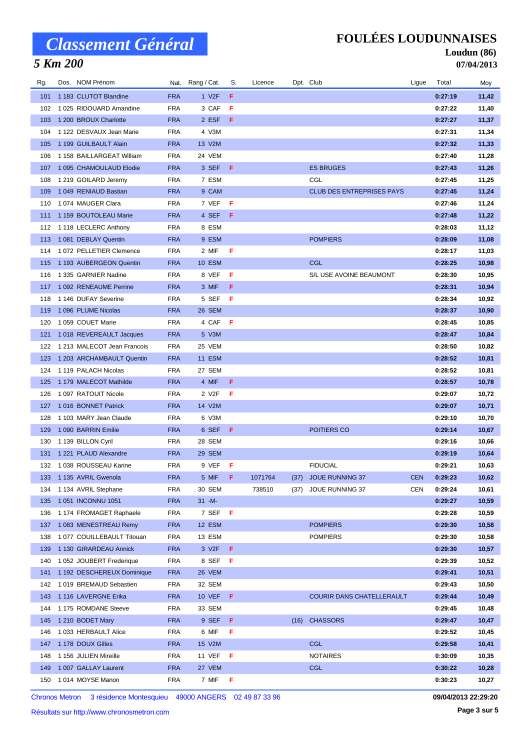# Classement Général

## 5 Km 200

**FOULÉES LOUDUNNAISES**

**Loudun (86)**

**07/04/2013**

| Rg. | Dos. | NOM Prénom | Nat. | Rang / Cat. | S. | Licence | Dpt. | Club | Ligue | Total | Moy |
|---|---|---|---|---|---|---|---|---|---|---|---|
| 101 | 1 183 | CLUTOT Blandine | FRA | 1 V2F | F | | | | | 0:27:19 | 11,42 |
| 102 | 1 025 | RIDOUARD Amandine | FRA | 3 CAF | F | | | | | 0:27:22 | 11,40 |
| 103 | 1 200 | BROUX Charlotte | FRA | 2 ESF | F | | | | | 0:27:27 | 11,37 |
| 104 | 1 122 | DESVAUX Jean Marie | FRA | 4 V3M | | | | | | 0:27:31 | 11,34 |
| 105 | 1 199 | GUILBAULT Alain | FRA | 13 V2M | | | | | | 0:27:32 | 11,33 |
| 106 | 1 158 | BAILLARGEAT William | FRA | 24 VEM | | | | | | 0:27:40 | 11,28 |
| 107 | 1 095 | CHAMOULAUD Elodie | FRA | 3 SEF | F | | | ES BRUGES | | 0:27:43 | 11,26 |
| 108 | 1 219 | GOILARD Jeremy | FRA | 7 ESM | | | | CGL | | 0:27:45 | 11,25 |
| 109 | 1 049 | RENIAUD Bastian | FRA | 9 CAM | | | | CLUB DES ENTREPRISES PAYS | | 0:27:45 | 11,24 |
| 110 | 1 074 | MAUGER Clara | FRA | 7 VEF | F | | | | | 0:27:46 | 11,24 |
| 111 | 1 159 | BOUTOLEAU Marie | FRA | 4 SEF | F | | | | | 0:27:48 | 11,22 |
| 112 | 1 118 | LECLERC Anthony | FRA | 8 ESM | | | | | | 0:28:03 | 11,12 |
| 113 | 1 081 | DEBLAY Quentin | FRA | 9 ESM | | | | POMPIERS | | 0:28:09 | 11,08 |
| 114 | 1 072 | PELLETIER Clemence | FRA | 2 MIF | F | | | | | 0:28:17 | 11,03 |
| 115 | 1 193 | AUBERGEON Quentin | FRA | 10 ESM | | | | CGL | | 0:28:25 | 10,98 |
| 116 | 1 335 | GARNIER Nadine | FRA | 8 VEF | F | | | S/L USE AVOINE BEAUMONT | | 0:28:30 | 10,95 |
| 117 | 1 092 | RENEAUME Perrine | FRA | 3 MIF | F | | | | | 0:28:31 | 10,94 |
| 118 | 1 146 | DUFAY Severine | FRA | 5 SEF | F | | | | | 0:28:34 | 10,92 |
| 119 | 1 096 | PLUME Nicolas | FRA | 26 SEM | | | | | | 0:28:37 | 10,90 |
| 120 | 1 059 | COUET Marie | FRA | 4 CAF | F | | | | | 0:28:45 | 10,85 |
| 121 | 1 018 | REVEREAULT Jacques | FRA | 5 V3M | | | | | | 0:28:47 | 10,84 |
| 122 | 1 213 | MALECOT Jean Francois | FRA | 25 VEM | | | | | | 0:28:50 | 10,82 |
| 123 | 1 203 | ARCHAMBAULT Quentin | FRA | 11 ESM | | | | | | 0:28:52 | 10,81 |
| 124 | 1 119 | PALACH Nicolas | FRA | 27 SEM | | | | | | 0:28:52 | 10,81 |
| 125 | 1 179 | MALECOT Mathilde | FRA | 4 MIF | F | | | | | 0:28:57 | 10,78 |
| 126 | 1 097 | RATOUIT Nicole | FRA | 2 V2F | F | | | | | 0:29:07 | 10,72 |
| 127 | 1 016 | BONNET Patrick | FRA | 14 V2M | | | | | | 0:29:07 | 10,71 |
| 128 | 1 103 | MARY Jean Claude | FRA | 6 V3M | | | | | | 0:29:10 | 10,70 |
| 129 | 1 090 | BARRIN Emilie | FRA | 6 SEF | F | | | POITIERS CO | | 0:29:14 | 10,67 |
| 130 | 1 139 | BILLON Cyril | FRA | 28 SEM | | | | | | 0:29:16 | 10,66 |
| 131 | 1 221 | PLAUD Alexandre | FRA | 29 SEM | | | | | | 0:29:19 | 10,64 |
| 132 | 1 038 | ROUSSEAU Karine | FRA | 9 VEF | F | | | FIDUCIAL | | 0:29:21 | 10,63 |
| 133 | 1 135 | AVRIL Gwenola | FRA | 5 MIF | F | 1071764 | (37) | JOUE RUNNING 37 | CEN | 0:29:23 | 10,62 |
| 134 | 1 134 | AVRIL Stephane | FRA | 30 SEM | | 738510 | (37) | JOUE RUNNING 37 | CEN | 0:29:24 | 10,61 |
| 135 | 1 051 | INCONNU 1051 | FRA | 31 -M- | | | | | | 0:29:27 | 10,59 |
| 136 | 1 174 | FROMAGET Raphaele | FRA | 7 SEF | F | | | | | 0:29:28 | 10,59 |
| 137 | 1 083 | MENESTREAU Remy | FRA | 12 ESM | | | | POMPIERS | | 0:29:30 | 10,58 |
| 138 | 1 077 | COUILLEBAULT Titouan | FRA | 13 ESM | | | | POMPIERS | | 0:29:30 | 10,58 |
| 139 | 1 130 | GIRARDEAU Annick | FRA | 3 V2F | F | | | | | 0:29:30 | 10,57 |
| 140 | 1 052 | JOUBERT Frederique | FRA | 8 SEF | F | | | | | 0:29:39 | 10,52 |
| 141 | 1 192 | DESCHEREUX Dominique | FRA | 26 VEM | | | | | | 0:29:41 | 10,51 |
| 142 | 1 019 | BREMAUD Sebastien | FRA | 32 SEM | | | | | | 0:29:43 | 10,50 |
| 143 | 1 116 | LAVERGNE Erika | FRA | 10 VEF | F | | | COURIR DANS CHATELLERAULT | | 0:29:44 | 10,49 |
| 144 | 1 175 | ROMDANE Steeve | FRA | 33 SEM | | | | | | 0:29:45 | 10,48 |
| 145 | 1 210 | BODET Mary | FRA | 9 SEF | F | | (16) | CHASSORS | | 0:29:47 | 10,47 |
| 146 | 1 033 | HERBAULT Alice | FRA | 6 MIF | F | | | | | 0:29:52 | 10,45 |
| 147 | 1 178 | DOUX Gilles | FRA | 15 V2M | | | | CGL | | 0:29:58 | 10,41 |
| 148 | 1 156 | JULIEN Mireille | FRA | 11 VEF | F | | | NOTAIRES | | 0:30:09 | 10,35 |
| 149 | 1 007 | GALLAY Laurent | FRA | 27 VEM | | | | CGL | | 0:30:22 | 10,28 |
| 150 | 1 014 | MOYSE Manon | FRA | 7 MIF | F | | | | | 0:30:23 | 10,27 |

Chronos Metron 3 résidence Montesquieu 49000 ANGERS 02 49 87 33 96

Résultats sur http://www.chronosmetron.com

09/04/2013 22:29:20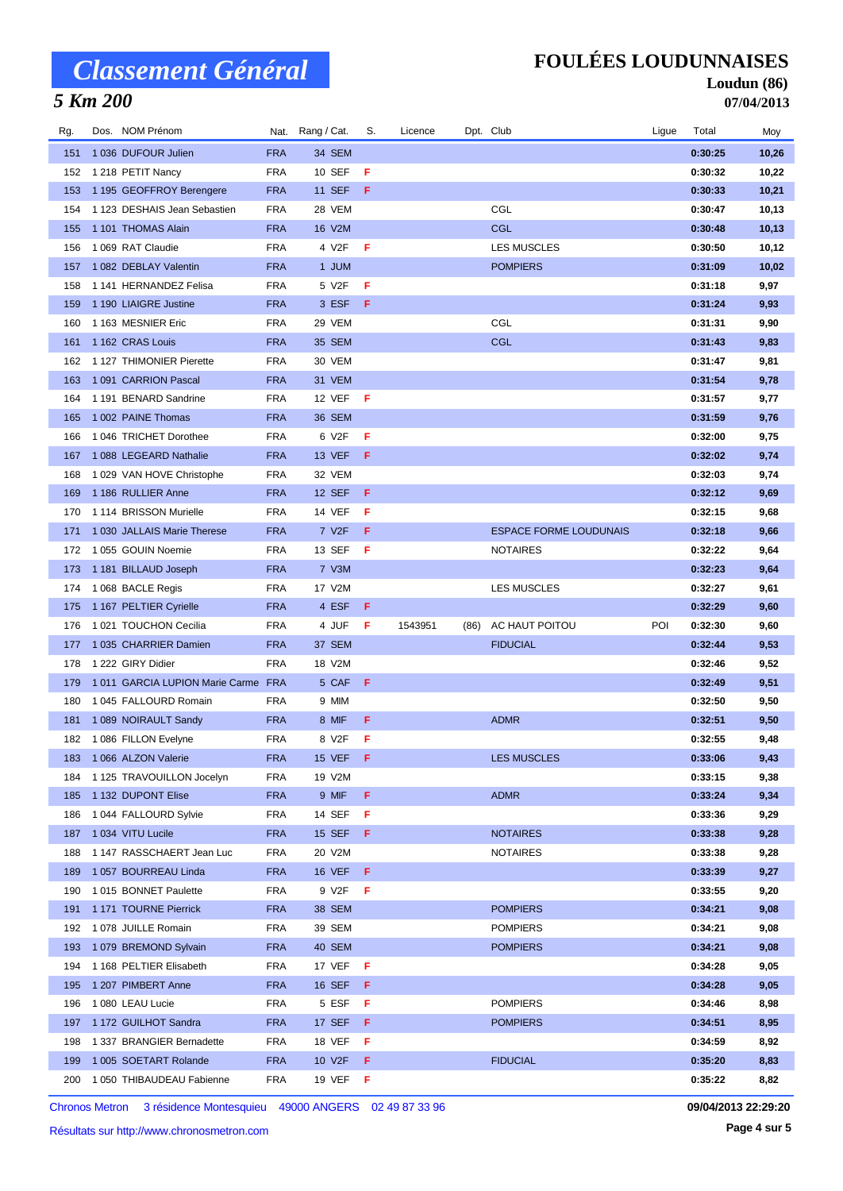# Classement Général

## 5 Km 200

# FOULÉES LOUDUNNAISES

**Loudun (86)**

**07/04/2013**

| Rg. | Dos. | NOM Prénom | Nat. | Rang / Cat. | S. | Licence | Dpt. | Club | Ligue | Total | Moy |
|---|---|---|---|---|---|---|---|---|---|---|---|
| 151 | 1 036 | DUFOUR Julien | FRA | 34 SEM | | | | | | **0:30:25** | **10,26** |
| 152 | 1 218 | PETIT Nancy | FRA | 10 SEF | F | | | | | **0:30:32** | **10,22** |
| 153 | 1 195 | GEOFFROY Berengere | FRA | 11 SEF | F | | | | | **0:30:33** | **10,21** |
| 154 | 1 123 | DESHAIS Jean Sebastien | FRA | 28 VEM | | | | CGL | | **0:30:47** | **10,13** |
| 155 | 1 101 | THOMAS Alain | FRA | 16 V2M | | | | CGL | | **0:30:48** | **10,13** |
| 156 | 1 069 | RAT Claudie | FRA | 4 V2F | F | | | LES MUSCLES | | **0:30:50** | **10,12** |
| 157 | 1 082 | DEBLAY Valentin | FRA | 1 JUM | | | | POMPIERS | | **0:31:09** | **10,02** |
| 158 | 1 141 | HERNANDEZ Felisa | FRA | 5 V2F | F | | | | | **0:31:18** | **9,97** |
| 159 | 1 190 | LIAIGRE Justine | FRA | 3 ESF | F | | | | | **0:31:24** | **9,93** |
| 160 | 1 163 | MESNIER Eric | FRA | 29 VEM | | | | CGL | | **0:31:31** | **9,90** |
| 161 | 1 162 | CRAS Louis | FRA | 35 SEM | | | | CGL | | **0:31:43** | **9,83** |
| 162 | 1 127 | THIMONIER Pierette | FRA | 30 VEM | | | | | | **0:31:47** | **9,81** |
| 163 | 1 091 | CARRION Pascal | FRA | 31 VEM | | | | | | **0:31:54** | **9,78** |
| 164 | 1 191 | BENARD Sandrine | FRA | 12 VEF | F | | | | | **0:31:57** | **9,77** |
| 165 | 1 002 | PAINE Thomas | FRA | 36 SEM | | | | | | **0:31:59** | **9,76** |
| 166 | 1 046 | TRICHET Dorothee | FRA | 6 V2F | F | | | | | **0:32:00** | **9,75** |
| 167 | 1 088 | LEGEARD Nathalie | FRA | 13 VEF | F | | | | | **0:32:02** | **9,74** |
| 168 | 1 029 | VAN HOVE Christophe | FRA | 32 VEM | | | | | | **0:32:03** | **9,74** |
| 169 | 1 186 | RULLIER Anne | FRA | 12 SEF | F | | | | | **0:32:12** | **9,69** |
| 170 | 1 114 | BRISSON Murielle | FRA | 14 VEF | F | | | | | **0:32:15** | **9,68** |
| 171 | 1 030 | JALLAIS Marie Therese | FRA | 7 V2F | F | | | ESPACE FORME LOUDUNAIS | | **0:32:18** | **9,66** |
| 172 | 1 055 | GOUIN Noemie | FRA | 13 SEF | F | | | NOTAIRES | | **0:32:22** | **9,64** |
| 173 | 1 181 | BILLAUD Joseph | FRA | 7 V3M | | | | | | **0:32:23** | **9,64** |
| 174 | 1 068 | BACLE Regis | FRA | 17 V2M | | | | LES MUSCLES | | **0:32:27** | **9,61** |
| 175 | 1 167 | PELTIER Cyrielle | FRA | 4 ESF | F | | | | | **0:32:29** | **9,60** |
| 176 | 1 021 | TOUCHON Cecilia | FRA | 4 JUF | F | 1543951 | (86) | AC HAUT POITOU | POI | **0:32:30** | **9,60** |
| 177 | 1 035 | CHARRIER Damien | FRA | 37 SEM | | | | FIDUCIAL | | **0:32:44** | **9,53** |
| 178 | 1 222 | GIRY Didier | FRA | 18 V2M | | | | | | **0:32:46** | **9,52** |
| 179 | 1 011 | GARCIA LUPION Marie Carme | FRA | 5 CAF | F | | | | | **0:32:49** | **9,51** |
| 180 | 1 045 | FALLOURD Romain | FRA | 9 MIM | | | | | | **0:32:50** | **9,50** |
| 181 | 1 089 | NOIRAULT Sandy | FRA | 8 MIF | F | | | ADMR | | **0:32:51** | **9,50** |
| 182 | 1 086 | FILLON Evelyne | FRA | 8 V2F | F | | | | | **0:32:55** | **9,48** |
| 183 | 1 066 | ALZON Valerie | FRA | 15 VEF | F | | | LES MUSCLES | | **0:33:06** | **9,43** |
| 184 | 1 125 | TRAVOUILLON Jocelyn | FRA | 19 V2M | | | | | | **0:33:15** | **9,38** |
| 185 | 1 132 | DUPONT Elise | FRA | 9 MIF | F | | | ADMR | | **0:33:24** | **9,34** |
| 186 | 1 044 | FALLOURD Sylvie | FRA | 14 SEF | F | | | | | **0:33:36** | **9,29** |
| 187 | 1 034 | VITU Lucile | FRA | 15 SEF | F | | | NOTAIRES | | **0:33:38** | **9,28** |
| 188 | 1 147 | RASSCHAERT Jean Luc | FRA | 20 V2M | | | | NOTAIRES | | **0:33:38** | **9,28** |
| 189 | 1 057 | BOURREAU Linda | FRA | 16 VEF | F | | | | | **0:33:39** | **9,27** |
| 190 | 1 015 | BONNET Paulette | FRA | 9 V2F | F | | | | | **0:33:55** | **9,20** |
| 191 | 1 171 | TOURNE Pierrick | FRA | 38 SEM | | | | POMPIERS | | **0:34:21** | **9,08** |
| 192 | 1 078 | JUILLE Romain | FRA | 39 SEM | | | | POMPIERS | | **0:34:21** | **9,08** |
| 193 | 1 079 | BREMOND Sylvain | FRA | 40 SEM | | | | POMPIERS | | **0:34:21** | **9,08** |
| 194 | 1 168 | PELTIER Elisabeth | FRA | 17 VEF | F | | | | | **0:34:28** | **9,05** |
| 195 | 1 207 | PIMBERT Anne | FRA | 16 SEF | F | | | | | **0:34:28** | **9,05** |
| 196 | 1 080 | LEAU Lucie | FRA | 5 ESF | F | | | POMPIERS | | **0:34:46** | **8,98** |
| 197 | 1 172 | GUILHOT Sandra | FRA | 17 SEF | F | | | POMPIERS | | **0:34:51** | **8,95** |
| 198 | 1 337 | BRANGIER Bernadette | FRA | 18 VEF | F | | | | | **0:34:59** | **8,92** |
| 199 | 1 005 | SOETART Rolande | FRA | 10 V2F | F | | | FIDUCIAL | | **0:35:20** | **8,83** |
| 200 | 1 050 | THIBAUDEAU Fabienne | FRA | 19 VEF | F | | | | | **0:35:22** | **8,82** |

Chronos Metron 3 résidence Montesquieu 49000 ANGERS 02 49 87 33 96

**09/04/2013 22:29:20**

Résultats sur http://www.chronosmetron.com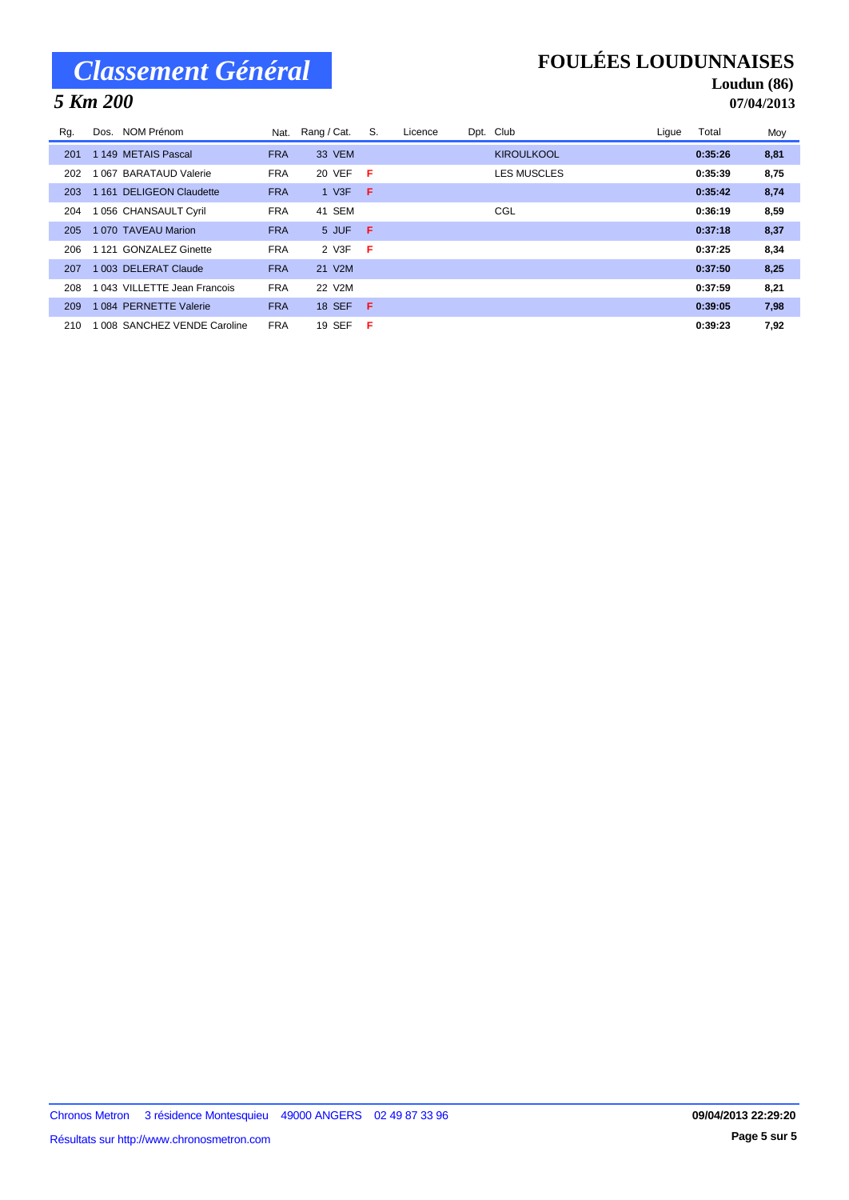# Classement Général

## 5 Km 200

# FOULÉES LOUDUNNAISES

**Loudun (86)**

**07/04/2013**

| Rg. | Dos. | NOM Prénom | Nat. | Rang / Cat. | S. | Licence | Dpt. | Club | Ligue | Total | Moy |
|---|---|---|---|---|---|---|---|---|---|---|---|
| 201 | 1 149 | METAIS Pascal | FRA | 33 VEM | | | | KIROULKOOL | | **0:35:26** | **8,81** |
| 202 | 1 067 | BARATAUD Valerie | FRA | 20 VEF | F | | | LES MUSCLES | | **0:35:39** | **8,75** |
| 203 | 1 161 | DELIGEON Claudette | FRA | 1 V3F | F | | | | | **0:35:42** | **8,74** |
| 204 | 1 056 | CHANSAULT Cyril | FRA | 41 SEM | | | | CGL | | **0:36:19** | **8,59** |
| 205 | 1 070 | TAVEAU Marion | FRA | 5 JUF | F | | | | | **0:37:18** | **8,37** |
| 206 | 1 121 | GONZALEZ Ginette | FRA | 2 V3F | F | | | | | **0:37:25** | **8,34** |
| 207 | 1 003 | DELERAT Claude | FRA | 21 V2M | | | | | | **0:37:50** | **8,25** |
| 208 | 1 043 | VILLETTE Jean Francois | FRA | 22 V2M | | | | | | **0:37:59** | **8,21** |
| 209 | 1 084 | PERNETTE Valerie | FRA | 18 SEF | F | | | | | **0:39:05** | **7,98** |
| 210 | 1 008 | SANCHEZ VENDE Caroline | FRA | 19 SEF | F | | | | | **0:39:23** | **7,92** |

Chronos Metron 3 résidence Montesquieu 49000 ANGERS 02 49 87 33 96

Résultats sur http://www.chronosmetron.com

**09/04/2013 22:29:20**